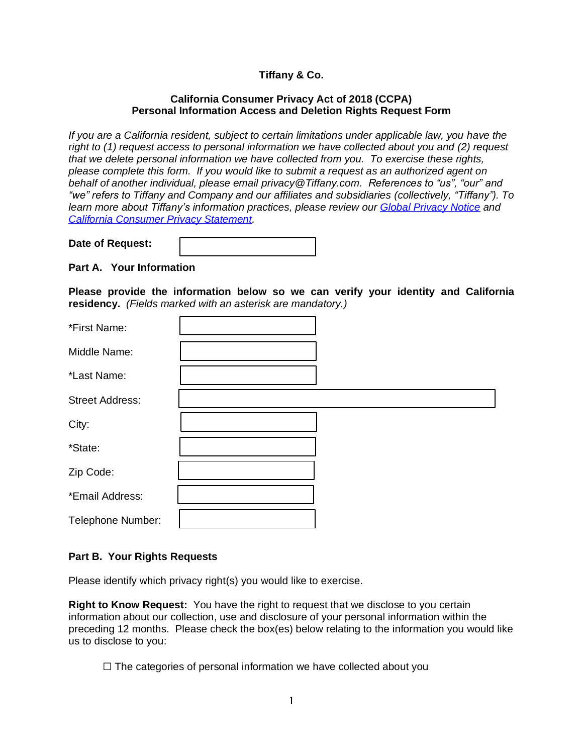**Tiffany & Co.**

**California Consumer Privacy Act of 2018 (CCPA)**
**Personal Information Access and Deletion Rights Request Form**

*If you are a California resident, subject to certain limitations under applicable law, you have the right to (1) request access to personal information we have collected about you and (2) request that we delete personal information we have collected from you. To exercise these rights, please complete this form. If you would like to submit a request as an authorized agent on behalf of another individual, please email privacy@Tiffany.com. References to "us", "our" and "we" refers to Tiffany and Company and our affiliates and subsidiaries (collectively, "Tiffany"). To learn more about Tiffany's information practices, please review our Global Privacy Notice and California Consumer Privacy Statement.*

**Date of Request:** ____________________

**Part A. Your Information**

**Please provide the information below so we can verify your identity and California residency.** *(Fields marked with an asterisk are mandatory.)*

*First Name: ____________________

Middle Name: ____________________

*Last Name: ____________________

Street Address: ____________________

City: ____________________

*State: ____________________

Zip Code: ____________________

*Email Address: ____________________

Telephone Number: ____________________

**Part B. Your Rights Requests**

Please identify which privacy right(s) you would like to exercise.

**Right to Know Request:** You have the right to request that we disclose to you certain information about our collection, use and disclosure of your personal information within the preceding 12 months. Please check the box(es) below relating to the information you would like us to disclose to you:

☐ The categories of personal information we have collected about you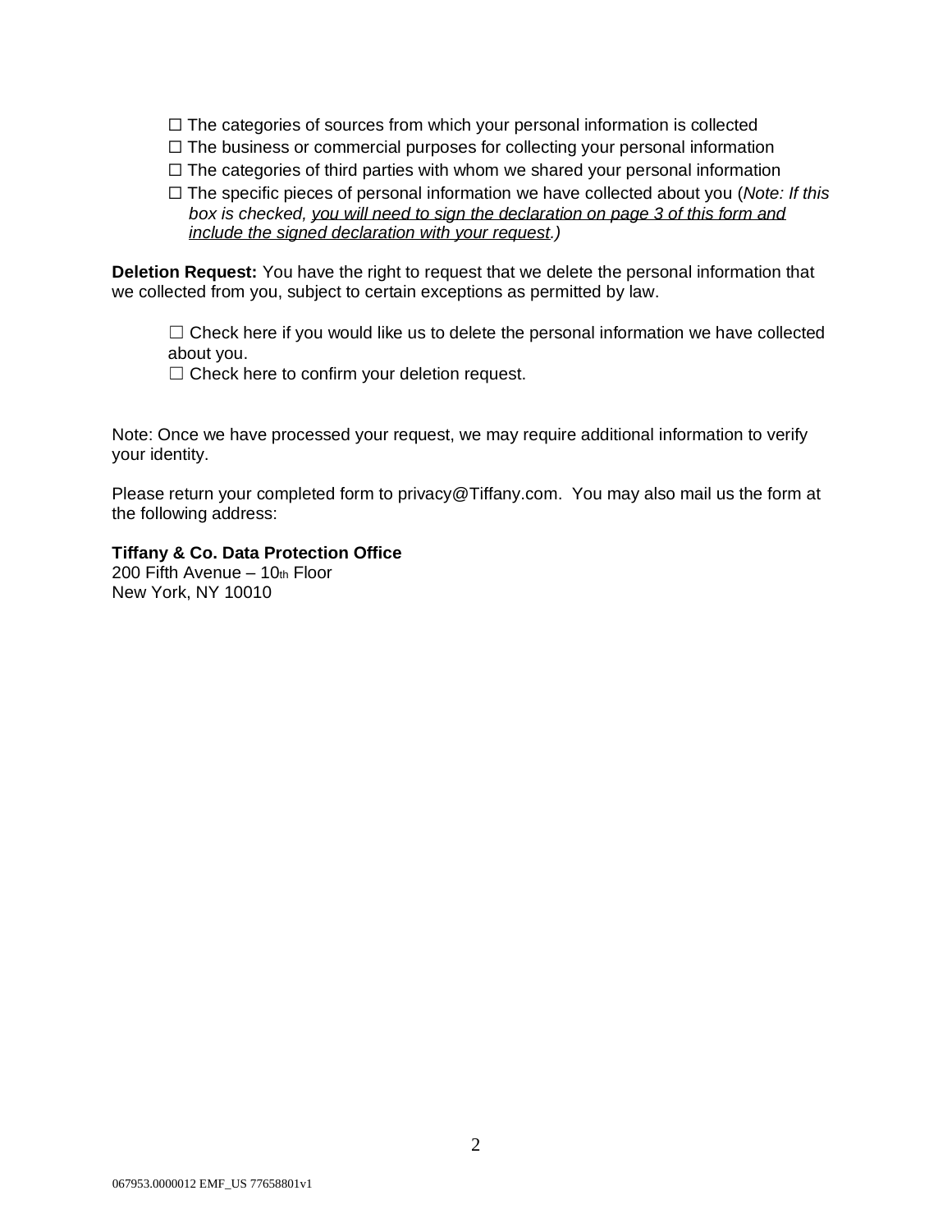☐ The categories of sources from which your personal information is collected
☐ The business or commercial purposes for collecting your personal information
☐ The categories of third parties with whom we shared your personal information
☐ The specific pieces of personal information we have collected about you (*Note: If this box is checked, <u>you will need to sign the declaration on page 3 of this form and include the signed declaration with your request</u>.)*

**Deletion Request:** You have the right to request that we delete the personal information that we collected from you, subject to certain exceptions as permitted by law.

☐ Check here if you would like us to delete the personal information we have collected about you.
☐ Check here to confirm your deletion request.

Note: Once we have processed your request, we may require additional information to verify your identity.

Please return your completed form to privacy@Tiffany.com. You may also mail us the form at the following address:

**Tiffany & Co. Data Protection Office**
200 Fifth Avenue – 10th Floor
New York, NY 10010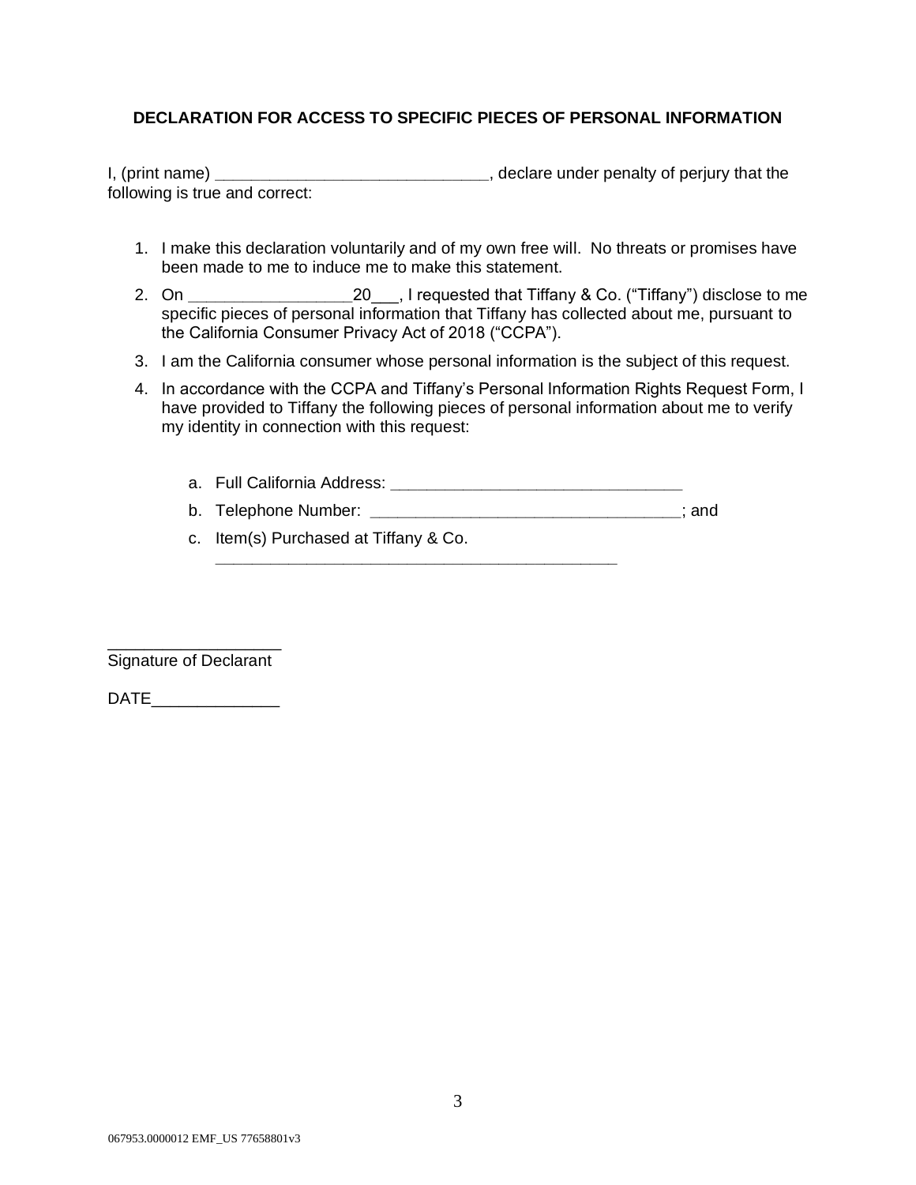**DECLARATION FOR ACCESS TO SPECIFIC PIECES OF PERSONAL INFORMATION**

I, (print name) ______________________________, declare under penalty of perjury that the following is true and correct:

1. I make this declaration voluntarily and of my own free will. No threats or promises have been made to me to induce me to make this statement.
2. On __________________20___, I requested that Tiffany & Co. ("Tiffany") disclose to me specific pieces of personal information that Tiffany has collected about me, pursuant to the California Consumer Privacy Act of 2018 ("CCPA").
3. I am the California consumer whose personal information is the subject of this request.
4. In accordance with the CCPA and Tiffany's Personal Information Rights Request Form, I have provided to Tiffany the following pieces of personal information about me to verify my identity in connection with this request:

   a. Full California Address: ________________________________
   b. Telephone Number: __________________________________; and
   c. Item(s) Purchased at Tiffany & Co. ____________________________________________

___________________
Signature of Declarant

DATE______________

067953.0000012 EMF_US 77658801v3